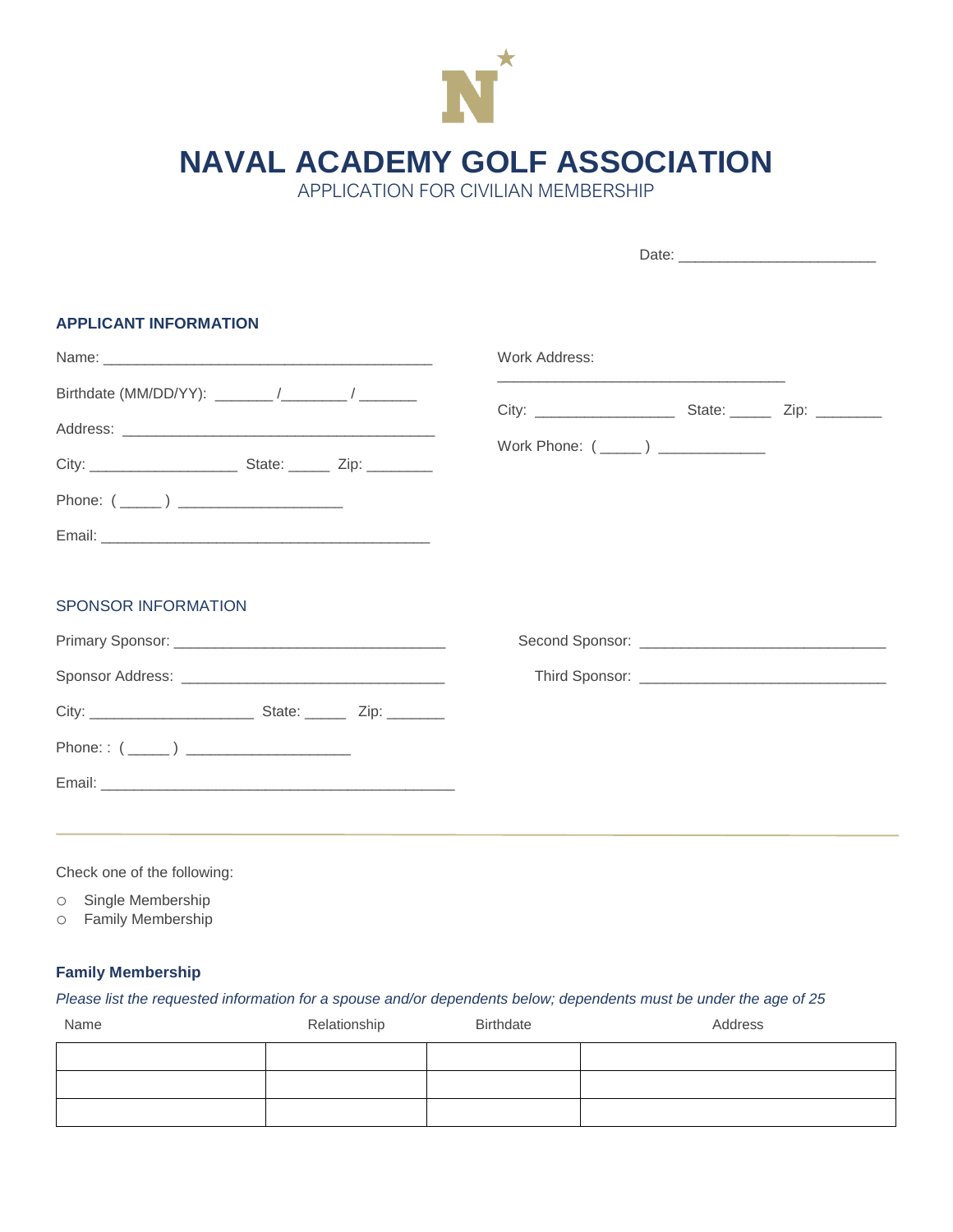# NAVAL ACADEMY GOLF ASSOCIATION

APPLICATION FOR CIVILIAN MEMBERSHIP

Date: ________________________

## APPLICANT INFORMATION

Name: _________________________________________

Birthdate (MM/DD/YY): _______ /________ / _______

Address: _______________________________________

City: __________________ State: _____ Zip: ________

Phone: ( _____ ) ____________________

Email: _________________________________________

Work Address:

___________________________________

City: _________________ State: _____ Zip: ________

Work Phone: ( _____ ) _____________

## SPONSOR INFORMATION

Primary Sponsor: _________________________________

Sponsor Address: ________________________________

City: ____________________ State: _____ Zip: _______

Phone: : ( _____ ) ____________________

Email: ___________________________________________

Second Sponsor: ______________________________

Third Sponsor: ______________________________

---

Check one of the following:

- ○ Single Membership
- ○ Family Membership

### Family Membership

*Please list the requested information for a spouse and/or dependents below; dependents must be under the age of 25*

| Name | Relationship | Birthdate | Address |
|---|---|---|---|
| | | | |
| | | | |
| | | | |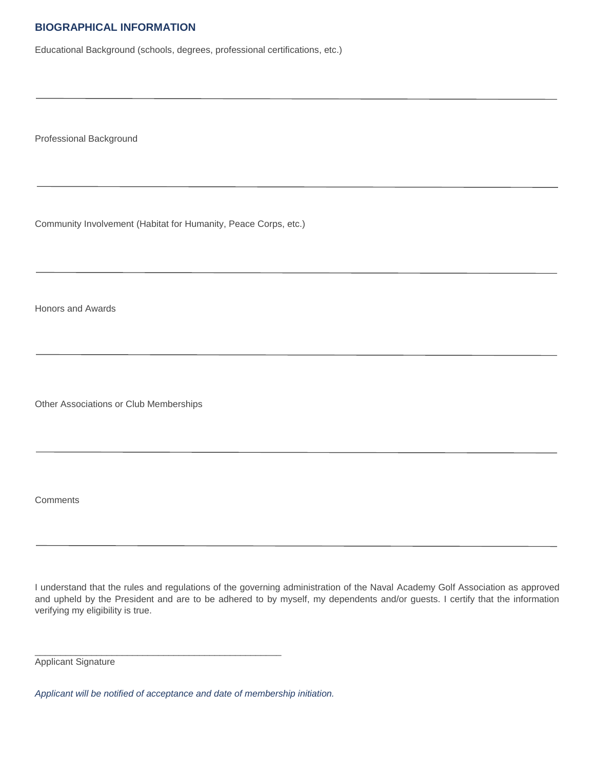## BIOGRAPHICAL INFORMATION

Educational Background (schools, degrees, professional certifications, etc.)

---

Professional Background

---

Community Involvement (Habitat for Humanity, Peace Corps, etc.)

---

Honors and Awards

---

Other Associations or Club Memberships

---

Comments

---

I understand that the rules and regulations of the governing administration of the Naval Academy Golf Association as approved and upheld by the President and are to be adhered to by myself, my dependents and/or guests. I certify that the information verifying my eligibility is true.

\_\_\_\_\_\_\_\_\_\_\_\_\_\_\_\_\_\_\_\_\_\_\_\_\_\_\_\_\_\_\_\_\_\_\_\_\_\_\_\_\_\_\_\_\_\_\_\_

Applicant Signature

*Applicant will be notified of acceptance and date of membership initiation.*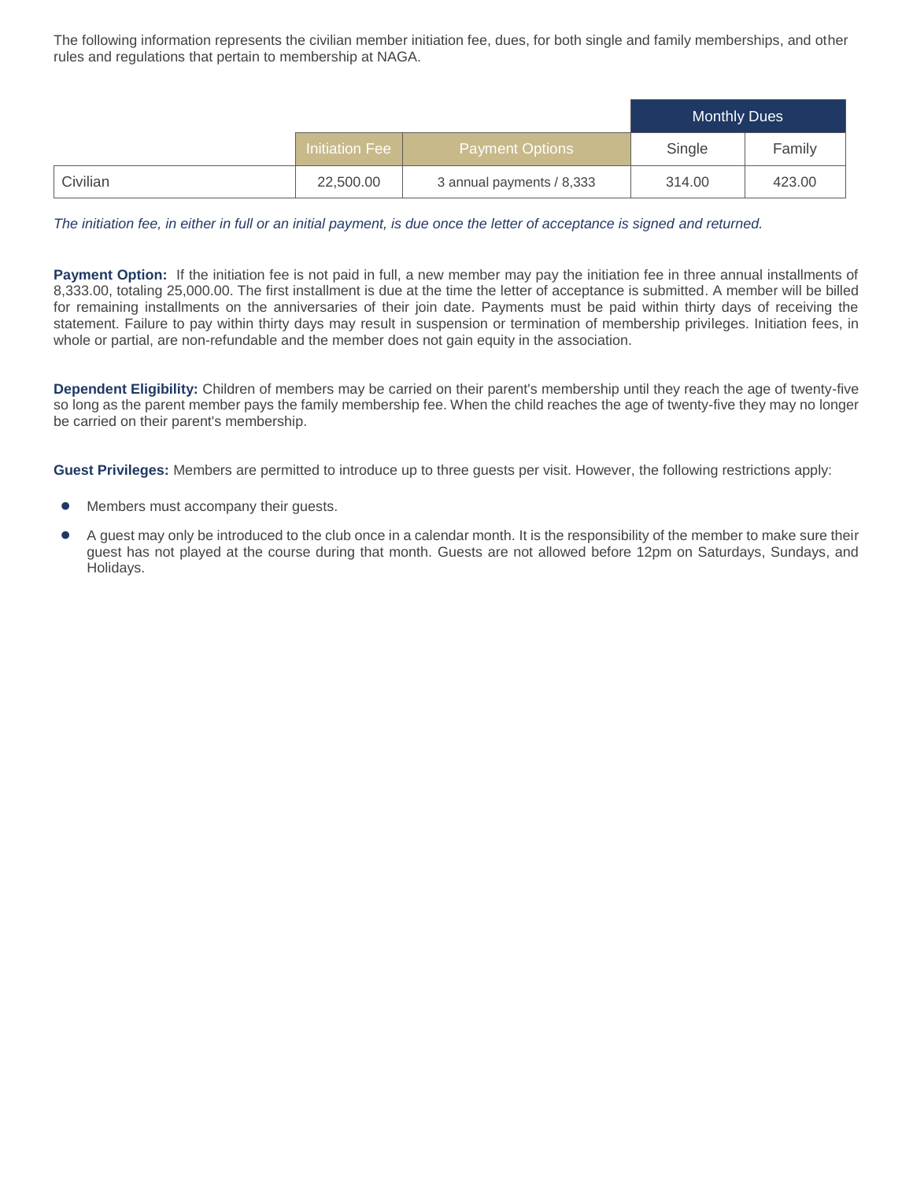The following information represents the civilian member initiation fee, dues, for both single and family memberships, and other rules and regulations that pertain to membership at NAGA.

| | | | Monthly Dues | |
|---|---|---|---|---|
| | Initiation Fee | Payment Options | Single | Family |
| Civilian | 22,500.00 | 3 annual payments / 8,333 | 314.00 | 423.00 |

*The initiation fee, in either in full or an initial payment, is due once the letter of acceptance is signed and returned.*

**Payment Option:** If the initiation fee is not paid in full, a new member may pay the initiation fee in three annual installments of 8,333.00, totaling 25,000.00. The first installment is due at the time the letter of acceptance is submitted. A member will be billed for remaining installments on the anniversaries of their join date. Payments must be paid within thirty days of receiving the statement. Failure to pay within thirty days may result in suspension or termination of membership privileges. Initiation fees, in whole or partial, are non-refundable and the member does not gain equity in the association.

**Dependent Eligibility:** Children of members may be carried on their parent's membership until they reach the age of twenty-five so long as the parent member pays the family membership fee. When the child reaches the age of twenty-five they may no longer be carried on their parent's membership.

**Guest Privileges:** Members are permitted to introduce up to three guests per visit. However, the following restrictions apply:

- Members must accompany their guests.
- A guest may only be introduced to the club once in a calendar month. It is the responsibility of the member to make sure their guest has not played at the course during that month. Guests are not allowed before 12pm on Saturdays, Sundays, and Holidays.